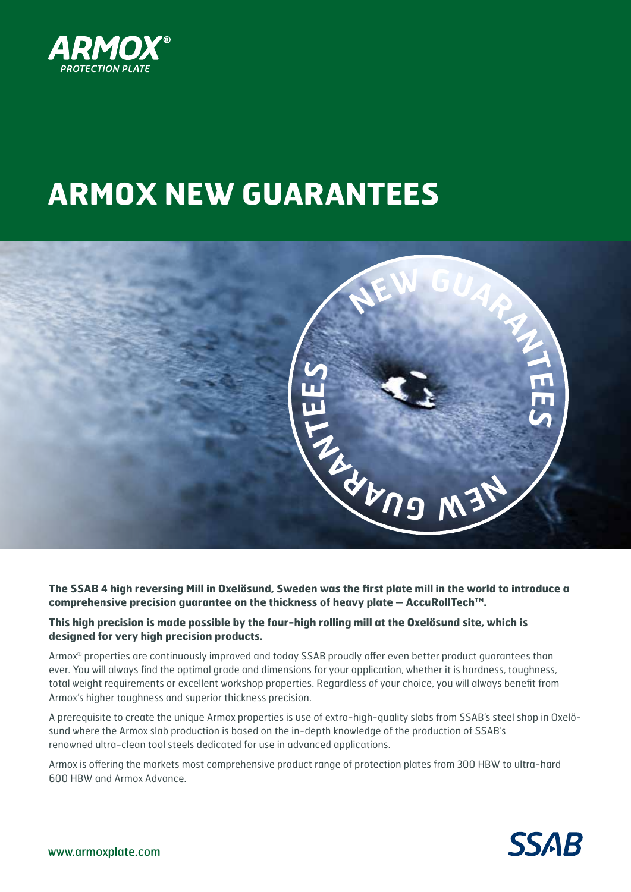ARMOX®
PROTECTION PLATE

# ARMOX NEW GUARANTEES

**The SSAB 4 high reversing Mill in Oxelösund, Sweden was the first plate mill in the world to introduce a comprehensive precision guarantee on the thickness of heavy plate – AccuRollTech™.**

**This high precision is made possible by the four-high rolling mill at the Oxelösund site, which is designed for very high precision products.**

Armox® properties are continuously improved and today SSAB proudly offer even better product guarantees than ever. You will always find the optimal grade and dimensions for your application, whether it is hardness, toughness, total weight requirements or excellent workshop properties. Regardless of your choice, you will always benefit from Armox's higher toughness and superior thickness precision.

A prerequisite to create the unique Armox properties is use of extra-high-quality slabs from SSAB's steel shop in Oxelösund where the Armox slab production is based on the in-depth knowledge of the production of SSAB's renowned ultra-clean tool steels dedicated for use in advanced applications.

Armox is offering the markets most comprehensive product range of protection plates from 300 HBW to ultra-hard 600 HBW and Armox Advance.

www.armoxplate.com

SSAB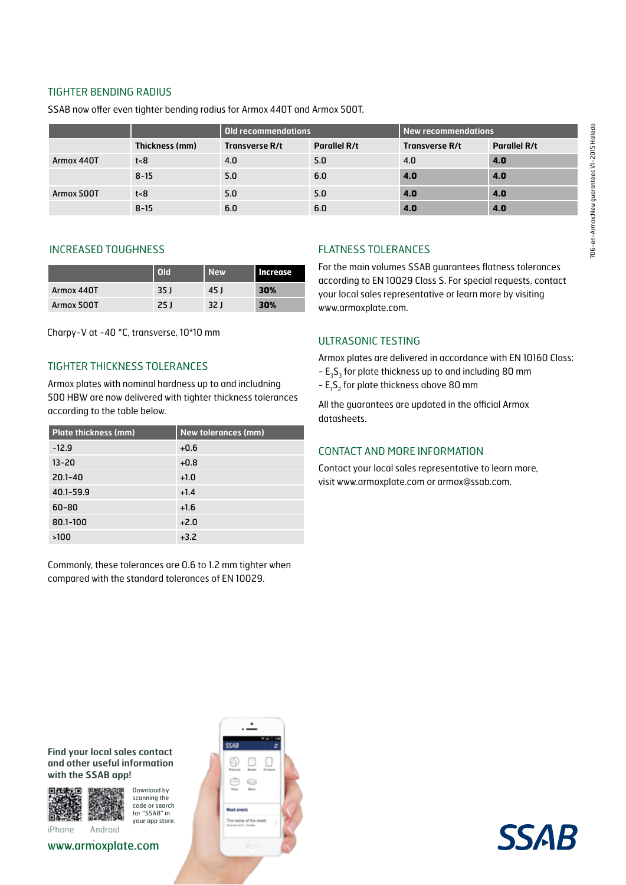## TIGHTER BENDING RADIUS

SSAB now offer even tighter bending radius for Armox 440T and Armox 500T.

| | | Old recommendations | | New recommendations | |
|---|---|---|---|---|---|
| | Thickness (mm) | Transverse R/t | Parallel R/t | Transverse R/t | Parallel R/t |
| Armox 440T | t<8 | 4.0 | 5.0 | 4.0 | **4.0** |
| | 8-15 | 5.0 | 6.0 | **4.0** | **4.0** |
| Armox 500T | t<8 | 5.0 | 5.0 | **4.0** | **4.0** |
| | 8-15 | 6.0 | 6.0 | **4.0** | **4.0** |

## INCREASED TOUGHNESS

| | Old | New | Increase |
|---|---|---|---|
| Armox 440T | 35 J | 45 J | **30%** |
| Armox 500T | 25 J | 32 J | **30%** |

Charpy-V at -40 °C, transverse, 10*10 mm

## TIGHTER THICKNESS TOLERANCES

Armox plates with nominal hardness up to and includning 500 HBW are now delivered with tighter thickness tolerances according to the table below.

| Plate thickness (mm) | New tolerances (mm) |
|---|---|
| -12.9 | +0.6 |
| 13-20 | +0.8 |
| 20.1-40 | +1.0 |
| 40.1-59.9 | +1.4 |
| 60-80 | +1.6 |
| 80.1-100 | +2.0 |
| >100 | +3.2 |

Commonly, these tolerances are 0.6 to 1.2 mm tighter when compared with the standard tolerances of EN 10029.

## FLATNESS TOLERANCES

For the main volumes SSAB guarantees flatness tolerances according to EN 10029 Class S. For special requests, contact your local sales representative or learn more by visiting www.armoxplate.com.

## ULTRASONIC TESTING

Armox plates are delivered in accordance with EN 10160 Class:

- $E_3S_3$ for plate thickness up to and including 80 mm
- $E_1S_2$ for plate thickness above 80 mm

All the guarantees are updated in the official Armox datasheets.

## CONTACT AND MORE INFORMATION

Contact your local sales representative to learn more, visit www.armoxplate.com or armox@ssab.com.

**Find your local sales contact and other useful information with the SSAB app!**

Download by scanning the code or search for "SSAB" in your app store.

iPhone Android

www.armoxplate.com

SSAB

706-en-Armox New guarantees V1-2015 Halledo